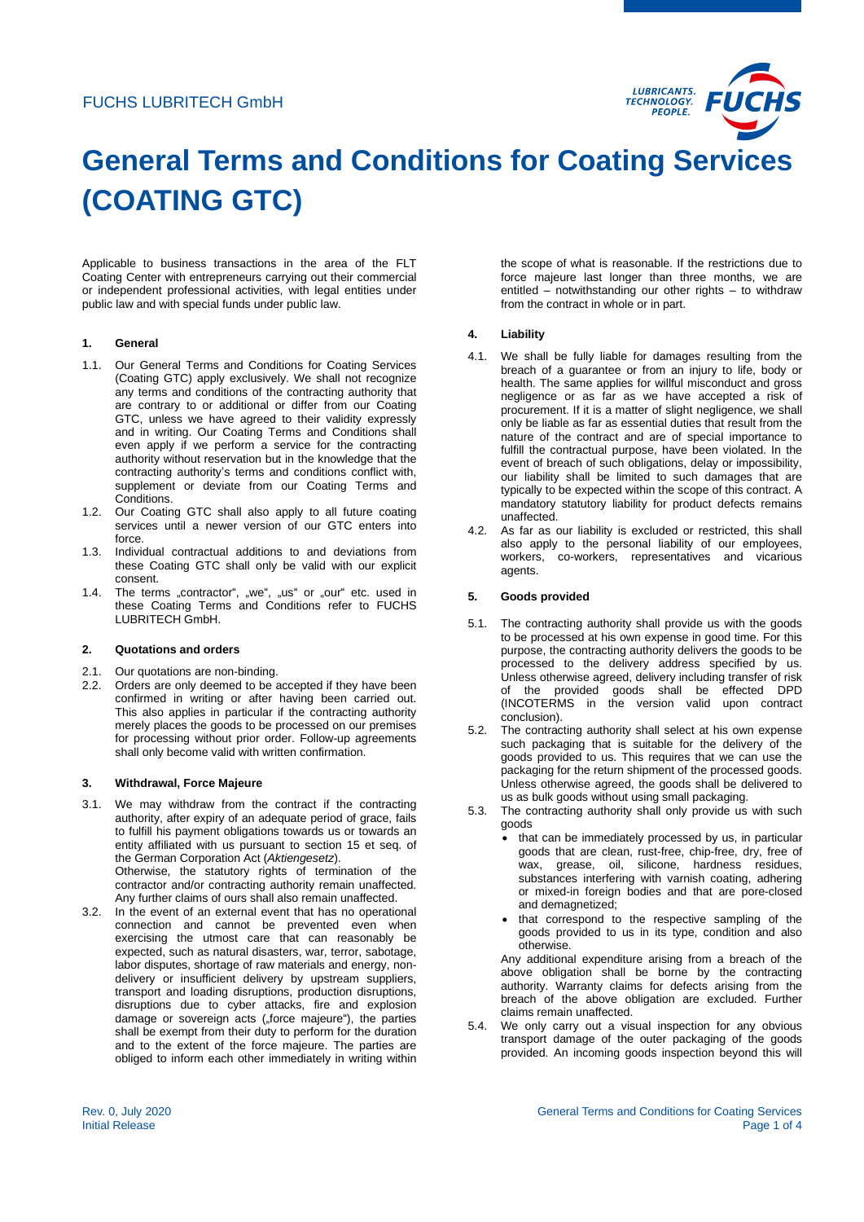FUCHS LUBRITECH GmbH

# General Terms and Conditions for Coating Services (COATING GTC)

Applicable to business transactions in the area of the FLT Coating Center with entrepreneurs carrying out their commercial or independent professional activities, with legal entities under public law and with special funds under public law.

## 1. General

1.1. Our General Terms and Conditions for Coating Services (Coating GTC) apply exclusively. We shall not recognize any terms and conditions of the contracting authority that are contrary to or additional or differ from our Coating GTC, unless we have agreed to their validity expressly and in writing. Our Coating Terms and Conditions shall even apply if we perform a service for the contracting authority without reservation but in the knowledge that the contracting authority's terms and conditions conflict with, supplement or deviate from our Coating Terms and Conditions.

1.2. Our Coating GTC shall also apply to all future coating services until a newer version of our GTC enters into force.

1.3. Individual contractual additions to and deviations from these Coating GTC shall only be valid with our explicit consent.

1.4. The terms „contractor", „we", „us" or „our" etc. used in these Coating Terms and Conditions refer to FUCHS LUBRITECH GmbH.

## 2. Quotations and orders

2.1. Our quotations are non-binding.

2.2. Orders are only deemed to be accepted if they have been confirmed in writing or after having been carried out. This also applies in particular if the contracting authority merely places the goods to be processed on our premises for processing without prior order. Follow-up agreements shall only become valid with written confirmation.

## 3. Withdrawal, Force Majeure

3.1. We may withdraw from the contract if the contracting authority, after expiry of an adequate period of grace, fails to fulfill his payment obligations towards us or towards an entity affiliated with us pursuant to section 15 et seq. of the German Corporation Act (*Aktiengesetz*).
Otherwise, the statutory rights of termination of the contractor and/or contracting authority remain unaffected. Any further claims of ours shall also remain unaffected.

3.2. In the event of an external event that has no operational connection and cannot be prevented even when exercising the utmost care that can reasonably be expected, such as natural disasters, war, terror, sabotage, labor disputes, shortage of raw materials and energy, non-delivery or insufficient delivery by upstream suppliers, transport and loading disruptions, production disruptions, disruptions due to cyber attacks, fire and explosion damage or sovereign acts („force majeure"), the parties shall be exempt from their duty to perform for the duration and to the extent of the force majeure. The parties are obliged to inform each other immediately in writing within the scope of what is reasonable. If the restrictions due to force majeure last longer than three months, we are entitled – notwithstanding our other rights – to withdraw from the contract in whole or in part.

## 4. Liability

4.1. We shall be fully liable for damages resulting from the breach of a guarantee or from an injury to life, body or health. The same applies for willful misconduct and gross negligence or as far as we have accepted a risk of procurement. If it is a matter of slight negligence, we shall only be liable as far as essential duties that result from the nature of the contract and are of special importance to fulfill the contractual purpose, have been violated. In the event of breach of such obligations, delay or impossibility, our liability shall be limited to such damages that are typically to be expected within the scope of this contract. A mandatory statutory liability for product defects remains unaffected.

4.2. As far as our liability is excluded or restricted, this shall also apply to the personal liability of our employees, workers, co-workers, representatives and vicarious agents.

## 5. Goods provided

5.1. The contracting authority shall provide us with the goods to be processed at his own expense in good time. For this purpose, the contracting authority delivers the goods to be processed to the delivery address specified by us. Unless otherwise agreed, delivery including transfer of risk of the provided goods shall be effected DPD (INCOTERMS in the version valid upon contract conclusion).

5.2. The contracting authority shall select at his own expense such packaging that is suitable for the delivery of the goods provided to us. This requires that we can use the packaging for the return shipment of the processed goods. Unless otherwise agreed, the goods shall be delivered to us as bulk goods without using small packaging.

5.3. The contracting authority shall only provide us with such goods
   - that can be immediately processed by us, in particular goods that are clean, rust-free, chip-free, dry, free of wax, grease, oil, silicone, hardness residues, substances interfering with varnish coating, adhering or mixed-in foreign bodies and that are pore-closed and demagnetized;
   - that correspond to the respective sampling of the goods provided to us in its type, condition and also otherwise.

   Any additional expenditure arising from a breach of the above obligation shall be borne by the contracting authority. Warranty claims for defects arising from the breach of the above obligation are excluded. Further claims remain unaffected.

5.4. We only carry out a visual inspection for any obvious transport damage of the outer packaging of the goods provided. An incoming goods inspection beyond this will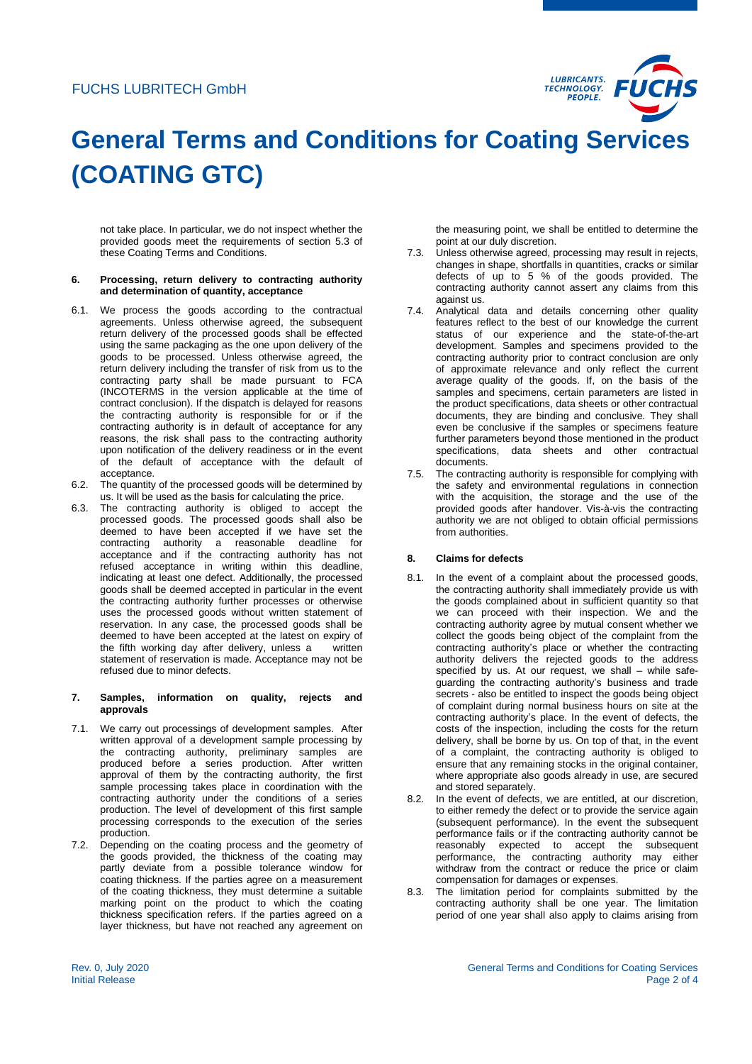not take place. In particular, we do not inspect whether the provided goods meet the requirements of section 5.3 of these Coating Terms and Conditions.

## 6. Processing, return delivery to contracting authority and determination of quantity, acceptance

6.1. We process the goods according to the contractual agreements. Unless otherwise agreed, the subsequent return delivery of the processed goods shall be effected using the same packaging as the one upon delivery of the goods to be processed. Unless otherwise agreed, the return delivery including the transfer of risk from us to the contracting party shall be made pursuant to FCA (INCOTERMS in the version applicable at the time of contract conclusion). If the dispatch is delayed for reasons the contracting authority is responsible for or if the contracting authority is in default of acceptance for any reasons, the risk shall pass to the contracting authority upon notification of the delivery readiness or in the event of the default of acceptance with the default of acceptance.

6.2. The quantity of the processed goods will be determined by us. It will be used as the basis for calculating the price.

6.3. The contracting authority is obliged to accept the processed goods. The processed goods shall also be deemed to have been accepted if we have set the contracting authority a reasonable deadline for acceptance and if the contracting authority has not refused acceptance in writing within this deadline, indicating at least one defect. Additionally, the processed goods shall be deemed accepted in particular in the event the contracting authority further processes or otherwise uses the processed goods without written statement of reservation. In any case, the processed goods shall be deemed to have been accepted at the latest on expiry of the fifth working day after delivery, unless a written statement of reservation is made. Acceptance may not be refused due to minor defects.

## 7. Samples, information on quality, rejects and approvals

7.1. We carry out processings of development samples. After written approval of a development sample processing by the contracting authority, preliminary samples are produced before a series production. After written approval of them by the contracting authority, the first sample processing takes place in coordination with the contracting authority under the conditions of a series production. The level of development of this first sample processing corresponds to the execution of the series production.

7.2. Depending on the coating process and the geometry of the goods provided, the thickness of the coating may partly deviate from a possible tolerance window for coating thickness. If the parties agree on a measurement of the coating thickness, they must determine a suitable marking point on the product to which the coating thickness specification refers. If the parties agreed on a layer thickness, but have not reached any agreement on the measuring point, we shall be entitled to determine the point at our duly discretion.

7.3. Unless otherwise agreed, processing may result in rejects, changes in shape, shortfalls in quantities, cracks or similar defects of up to 5 % of the goods provided. The contracting authority cannot assert any claims from this against us.

7.4. Analytical data and details concerning other quality features reflect to the best of our knowledge the current status of our experience and the state-of-the-art development. Samples and specimens provided to the contracting authority prior to contract conclusion are only of approximate relevance and only reflect the current average quality of the goods. If, on the basis of the samples and specimens, certain parameters are listed in the product specifications, data sheets or other contractual documents, they are binding and conclusive. They shall even be conclusive if the samples or specimens feature further parameters beyond those mentioned in the product specifications, data sheets and other contractual documents.

7.5. The contracting authority is responsible for complying with the safety and environmental regulations in connection with the acquisition, the storage and the use of the provided goods after handover. Vis-à-vis the contracting authority we are not obliged to obtain official permissions from authorities.

## 8. Claims for defects

8.1. In the event of a complaint about the processed goods, the contracting authority shall immediately provide us with the goods complained about in sufficient quantity so that we can proceed with their inspection. We and the contracting authority agree by mutual consent whether we collect the goods being object of the complaint from the contracting authority's place or whether the contracting authority delivers the rejected goods to the address specified by us. At our request, we shall – while safe-guarding the contracting authority's business and trade secrets - also be entitled to inspect the goods being object of complaint during normal business hours on site at the contracting authority's place. In the event of defects, the costs of the inspection, including the costs for the return delivery, shall be borne by us. On top of that, in the event of a complaint, the contracting authority is obliged to ensure that any remaining stocks in the original container, where appropriate also goods already in use, are secured and stored separately.

8.2. In the event of defects, we are entitled, at our discretion, to either remedy the defect or to provide the service again (subsequent performance). In the event the subsequent performance fails or if the contracting authority cannot be reasonably expected to accept the subsequent performance, the contracting authority may either withdraw from the contract or reduce the price or claim compensation for damages or expenses.

8.3. The limitation period for complaints submitted by the contracting authority shall be one year. The limitation period of one year shall also apply to claims arising from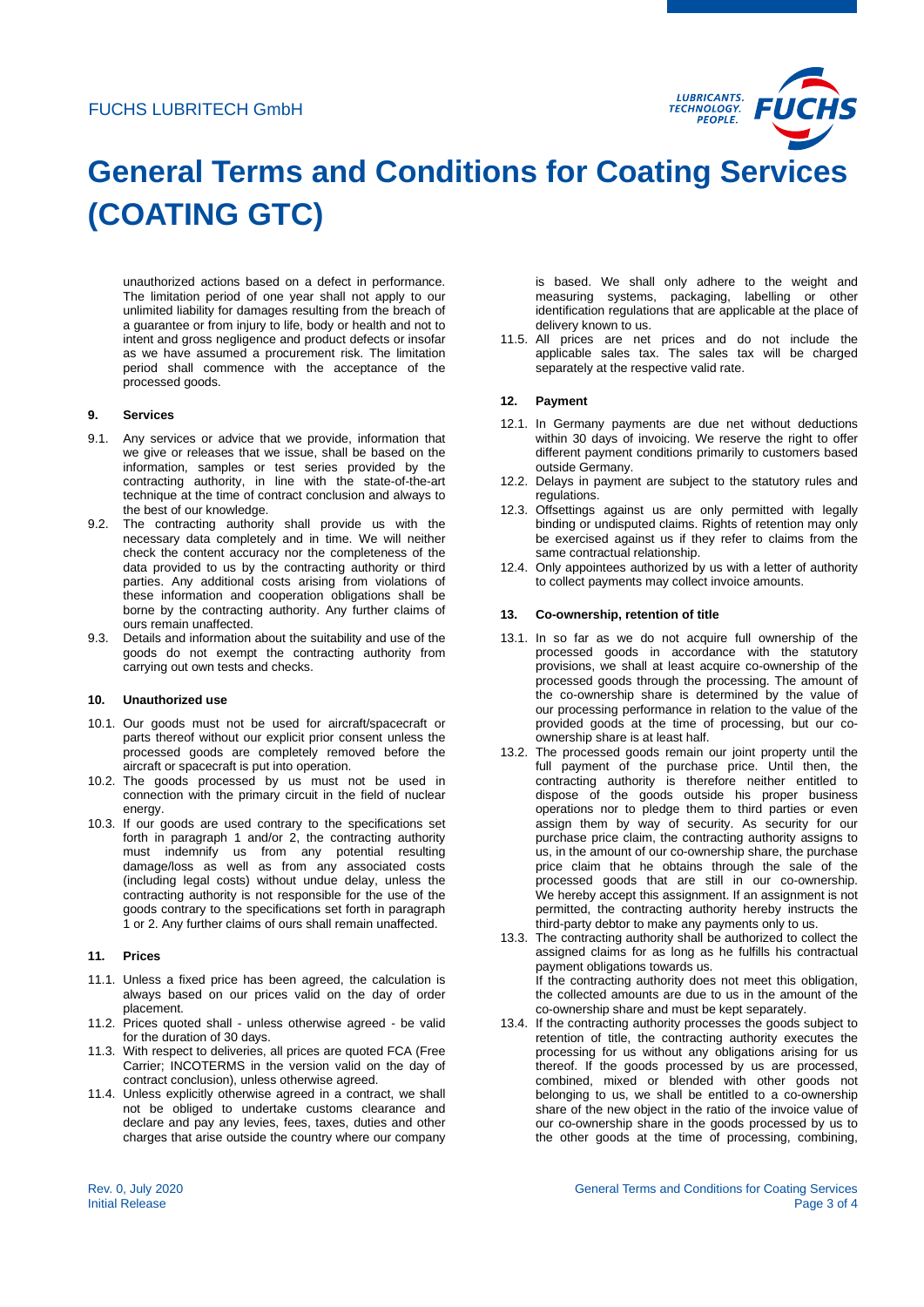unauthorized actions based on a defect in performance. The limitation period of one year shall not apply to our unlimited liability for damages resulting from the breach of a guarantee or from injury to life, body or health and not to intent and gross negligence and product defects or insofar as we have assumed a procurement risk. The limitation period shall commence with the acceptance of the processed goods.

## 9. Services

9.1. Any services or advice that we provide, information that we give or releases that we issue, shall be based on the information, samples or test series provided by the contracting authority, in line with the state-of-the-art technique at the time of contract conclusion and always to the best of our knowledge.

9.2. The contracting authority shall provide us with the necessary data completely and in time. We will neither check the content accuracy nor the completeness of the data provided to us by the contracting authority or third parties. Any additional costs arising from violations of these information and cooperation obligations shall be borne by the contracting authority. Any further claims of ours remain unaffected.

9.3. Details and information about the suitability and use of the goods do not exempt the contracting authority from carrying out own tests and checks.

## 10. Unauthorized use

10.1. Our goods must not be used for aircraft/spacecraft or parts thereof without our explicit prior consent unless the processed goods are completely removed before the aircraft or spacecraft is put into operation.

10.2. The goods processed by us must not be used in connection with the primary circuit in the field of nuclear energy.

10.3. If our goods are used contrary to the specifications set forth in paragraph 1 and/or 2, the contracting authority must indemnify us from any potential resulting damage/loss as well as from any associated costs (including legal costs) without undue delay, unless the contracting authority is not responsible for the use of the goods contrary to the specifications set forth in paragraph 1 or 2. Any further claims of ours shall remain unaffected.

## 11. Prices

11.1. Unless a fixed price has been agreed, the calculation is always based on our prices valid on the day of order placement.

11.2. Prices quoted shall - unless otherwise agreed - be valid for the duration of 30 days.

11.3. With respect to deliveries, all prices are quoted FCA (Free Carrier; INCOTERMS in the version valid on the day of contract conclusion), unless otherwise agreed.

11.4. Unless explicitly otherwise agreed in a contract, we shall not be obliged to undertake customs clearance and declare and pay any levies, fees, taxes, duties and other charges that arise outside the country where our company is based. We shall only adhere to the weight and measuring systems, packaging, labelling or other identification regulations that are applicable at the place of delivery known to us.

11.5. All prices are net prices and do not include the applicable sales tax. The sales tax will be charged separately at the respective valid rate.

## 12. Payment

12.1. In Germany payments are due net without deductions within 30 days of invoicing. We reserve the right to offer different payment conditions primarily to customers based outside Germany.

12.2. Delays in payment are subject to the statutory rules and regulations.

12.3. Offsettings against us are only permitted with legally binding or undisputed claims. Rights of retention may only be exercised against us if they refer to claims from the same contractual relationship.

12.4. Only appointees authorized by us with a letter of authority to collect payments may collect invoice amounts.

## 13. Co-ownership, retention of title

13.1. In so far as we do not acquire full ownership of the processed goods in accordance with the statutory provisions, we shall at least acquire co-ownership of the processed goods through the processing. The amount of the co-ownership share is determined by the value of our processing performance in relation to the value of the provided goods at the time of processing, but our co-ownership share is at least half.

13.2. The processed goods remain our joint property until the full payment of the purchase price. Until then, the contracting authority is therefore neither entitled to dispose of the goods outside his proper business operations nor to pledge them to third parties or even assign them by way of security. As security for our purchase price claim, the contracting authority assigns to us, in the amount of our co-ownership share, the purchase price claim that he obtains through the sale of the processed goods that are still in our co-ownership. We hereby accept this assignment. If an assignment is not permitted, the contracting authority hereby instructs the third-party debtor to make any payments only to us.

13.3. The contracting authority shall be authorized to collect the assigned claims for as long as he fulfills his contractual payment obligations towards us.
If the contracting authority does not meet this obligation, the collected amounts are due to us in the amount of the co-ownership share and must be kept separately.

13.4. If the contracting authority processes the goods subject to retention of title, the contracting authority executes the processing for us without any obligations arising for us thereof. If the goods processed by us are processed, combined, mixed or blended with other goods not belonging to us, we shall be entitled to a co-ownership share of the new object in the ratio of the invoice value of our co-ownership share in the goods processed by us to the other goods at the time of processing, combining,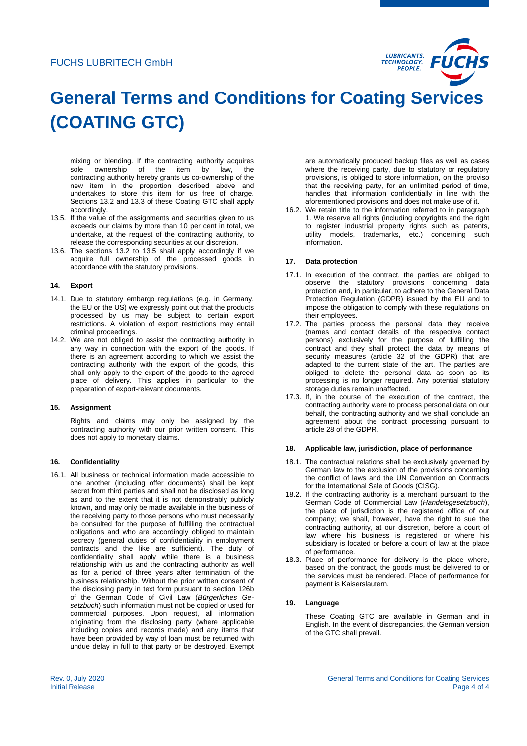mixing or blending. If the contracting authority acquires sole ownership of the item by law, the contracting authority hereby grants us co-ownership of the new item in the proportion described above and undertakes to store this item for us free of charge. Sections 13.2 and 13.3 of these Coating GTC shall apply accordingly.

13.5. If the value of the assignments and securities given to us exceeds our claims by more than 10 per cent in total, we undertake, at the request of the contracting authority, to release the corresponding securities at our discretion.

13.6. The sections 13.2 to 13.5 shall apply accordingly if we acquire full ownership of the processed goods in accordance with the statutory provisions.

#### 14. Export

14.1. Due to statutory embargo regulations (e.g. in Germany, the EU or the US) we expressly point out that the products processed by us may be subject to certain export restrictions. A violation of export restrictions may entail criminal proceedings.

14.2. We are not obliged to assist the contracting authority in any way in connection with the export of the goods. If there is an agreement according to which we assist the contracting authority with the export of the goods, this shall only apply to the export of the goods to the agreed place of delivery. This applies in particular to the preparation of export-relevant documents.

#### 15. Assignment

Rights and claims may only be assigned by the contracting authority with our prior written consent. This does not apply to monetary claims.

#### 16. Confidentiality

16.1. All business or technical information made accessible to one another (including offer documents) shall be kept secret from third parties and shall not be disclosed as long as and to the extent that it is not demonstrably publicly known, and may only be made available in the business of the receiving party to those persons who must necessarily be consulted for the purpose of fulfilling the contractual obligations and who are accordingly obliged to maintain secrecy (general duties of confidentiality in employment contracts and the like are sufficient). The duty of confidentiality shall apply while there is a business relationship with us and the contracting authority as well as for a period of three years after termination of the business relationship. Without the prior written consent of the disclosing party in text form pursuant to section 126b of the German Code of Civil Law (*Bürgerliches Gesetzbuch*) such information must not be copied or used for commercial purposes. Upon request, all information originating from the disclosing party (where applicable including copies and records made) and any items that have been provided by way of loan must be returned with undue delay in full to that party or be destroyed. Exempt are automatically produced backup files as well as cases where the receiving party, due to statutory or regulatory provisions, is obliged to store information, on the proviso that the receiving party, for an unlimited period of time, handles that information confidentially in line with the aforementioned provisions and does not make use of it.

16.2. We retain title to the information referred to in paragraph 1. We reserve all rights (including copyrights and the right to register industrial property rights such as patents, utility models, trademarks, etc.) concerning such information.

#### 17. Data protection

17.1. In execution of the contract, the parties are obliged to observe the statutory provisions concerning data protection and, in particular, to adhere to the General Data Protection Regulation (GDPR) issued by the EU and to impose the obligation to comply with these regulations on their employees.

17.2. The parties process the personal data they receive (names and contact details of the respective contact persons) exclusively for the purpose of fulfilling the contract and they shall protect the data by means of security measures (article 32 of the GDPR) that are adapted to the current state of the art. The parties are obliged to delete the personal data as soon as its processing is no longer required. Any potential statutory storage duties remain unaffected.

17.3. If, in the course of the execution of the contract, the contracting authority were to process personal data on our behalf, the contracting authority and we shall conclude an agreement about the contract processing pursuant to article 28 of the GDPR.

#### 18. Applicable law, jurisdiction, place of performance

18.1. The contractual relations shall be exclusively governed by German law to the exclusion of the provisions concerning the conflict of laws and the UN Convention on Contracts for the International Sale of Goods (CISG).

18.2. If the contracting authority is a merchant pursuant to the German Code of Commercial Law (*Handelsgesetzbuch*), the place of jurisdiction is the registered office of our company; we shall, however, have the right to sue the contracting authority, at our discretion, before a court of law where his business is registered or where his subsidiary is located or before a court of law at the place of performance.

18.3. Place of performance for delivery is the place where, based on the contract, the goods must be delivered to or the services must be rendered. Place of performance for payment is Kaiserslautern.

#### 19. Language

These Coating GTC are available in German and in English. In the event of discrepancies, the German version of the GTC shall prevail.

Rev. 0, July 2020
Initial Release